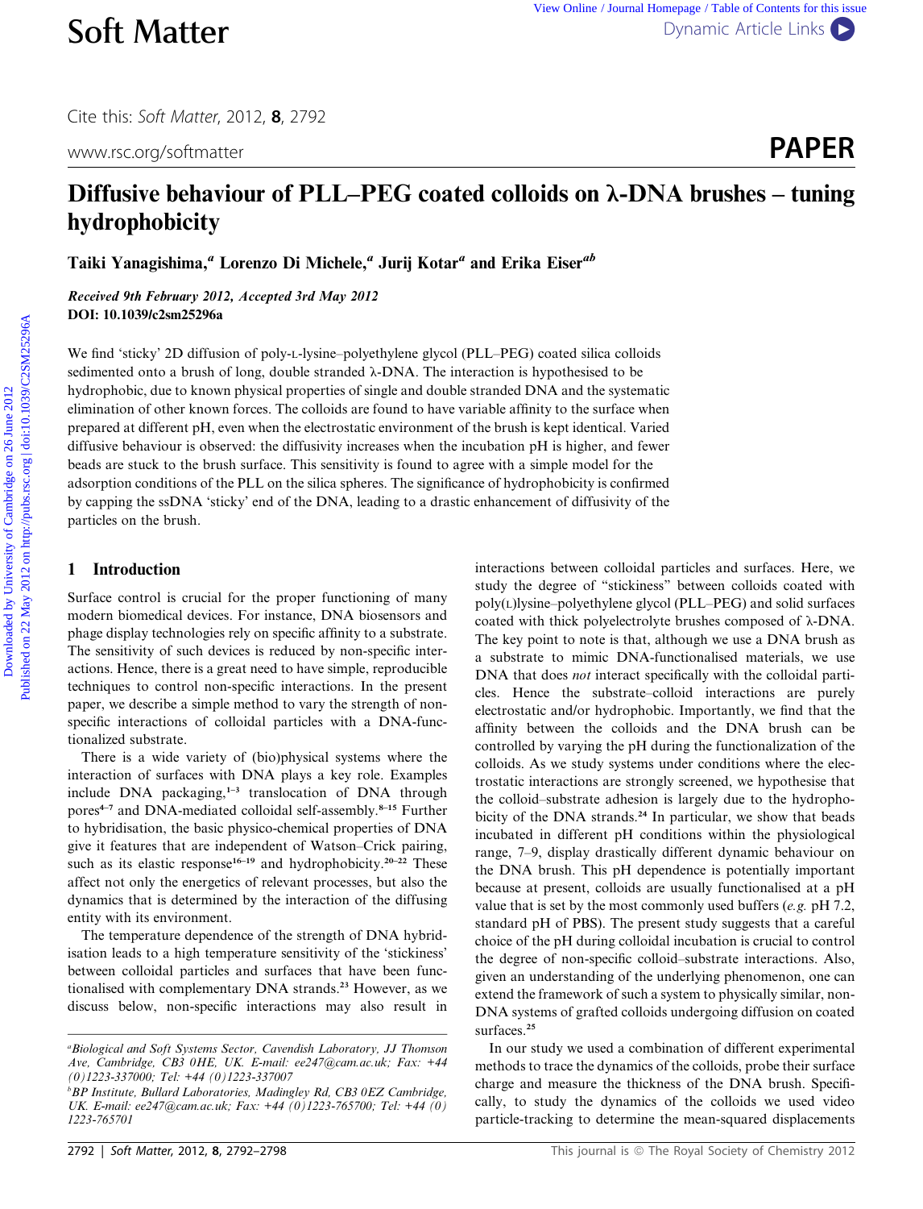# Diffusive behaviour of PLL–PEG coated colloids on λ-DNA brushes – tuning hydrophobicity

**Taiki Yanagishima,[a] Lorenzo Di Michele,[a] Jurij Kotar[a] and Erika Eiser[ab]**

*Received 9th February 2012, Accepted 3rd May 2012*

**DOI: 10.1039/c2sm25296a**

We find 'sticky' 2D diffusion of poly-L-lysine–polyethylene glycol (PLL–PEG) coated silica colloids sedimented onto a brush of long, double stranded λ-DNA. The interaction is hypothesised to be hydrophobic, due to known physical properties of single and double stranded DNA and the systematic elimination of other known forces. The colloids are found to have variable affinity to the surface when prepared at different pH, even when the electrostatic environment of the brush is kept identical. Varied diffusive behaviour is observed: the diffusivity increases when the incubation pH is higher, and fewer beads are stuck to the brush surface. This sensitivity is found to agree with a simple model for the adsorption conditions of the PLL on the silica spheres. The significance of hydrophobicity is confirmed by capping the ssDNA 'sticky' end of the DNA, leading to a drastic enhancement of diffusivity of the particles on the brush.

## 1 Introduction

Surface control is crucial for the proper functioning of many modern biomedical devices. For instance, DNA biosensors and phage display technologies rely on specific affinity to a substrate. The sensitivity of such devices is reduced by non-specific interactions. Hence, there is a great need to have simple, reproducible techniques to control non-specific interactions. In the present paper, we describe a simple method to vary the strength of non-specific interactions of colloidal particles with a DNA-functionalized substrate.

There is a wide variety of (bio)physical systems where the interaction of surfaces with DNA plays a key role. Examples include DNA packaging,[1–3] translocation of DNA through pores[4–7] and DNA-mediated colloidal self-assembly.[8–15] Further to hybridisation, the basic physico-chemical properties of DNA give it features that are independent of Watson–Crick pairing, such as its elastic response[16–19] and hydrophobicity.[20–22] These affect not only the energetics of relevant processes, but also the dynamics that is determined by the interaction of the diffusing entity with its environment.

The temperature dependence of the strength of DNA hybridisation leads to a high temperature sensitivity of the 'stickiness' between colloidal particles and surfaces that have been functionalised with complementary DNA strands.[23] However, as we discuss below, non-specific interactions may also result in interactions between colloidal particles and surfaces. Here, we study the degree of "stickiness" between colloids coated with poly(L)lysine–polyethylene glycol (PLL–PEG) and solid surfaces coated with thick polyelectrolyte brushes composed of λ-DNA. The key point to note is that, although we use a DNA brush as a substrate to mimic DNA-functionalised materials, we use DNA that does *not* interact specifically with the colloidal particles. Hence the substrate–colloid interactions are purely electrostatic and/or hydrophobic. Importantly, we find that the affinity between the colloids and the DNA brush can be controlled by varying the pH during the functionalization of the colloids. As we study systems under conditions where the electrostatic interactions are strongly screened, we hypothesise that the colloid–substrate adhesion is largely due to the hydrophobicity of the DNA strands.[24] In particular, we show that beads incubated in different pH conditions within the physiological range, 7–9, display drastically different dynamic behaviour on the DNA brush. This pH dependence is potentially important because at present, colloids are usually functionalised at a pH value that is set by the most commonly used buffers (*e.g.* pH 7.2, standard pH of PBS). The present study suggests that a careful choice of the pH during colloidal incubation is crucial to control the degree of non-specific colloid–substrate interactions. Also, given an understanding of the underlying phenomenon, one can extend the framework of such a system to physically similar, non-DNA systems of grafted colloids undergoing diffusion on coated surfaces.[25]

In our study we used a combination of different experimental methods to trace the dynamics of the colloids, probe their surface charge and measure the thickness of the DNA brush. Specifically, to study the dynamics of the colloids we used video particle-tracking to determine the mean-squared displacements

---

[a] Biological and Soft Systems Sector, Cavendish Laboratory, JJ Thomson Ave, Cambridge, CB3 0HE, UK. E-mail: ee247@cam.ac.uk; Fax: +44 (0)1223-337000; Tel: +44 (0)1223-337007

[b] BP Institute, Bullard Laboratories, Madingley Rd, CB3 0EZ Cambridge, UK. E-mail: ee247@cam.ac.uk; Fax: +44 (0)1223-765700; Tel: +44 (0) 1223-765701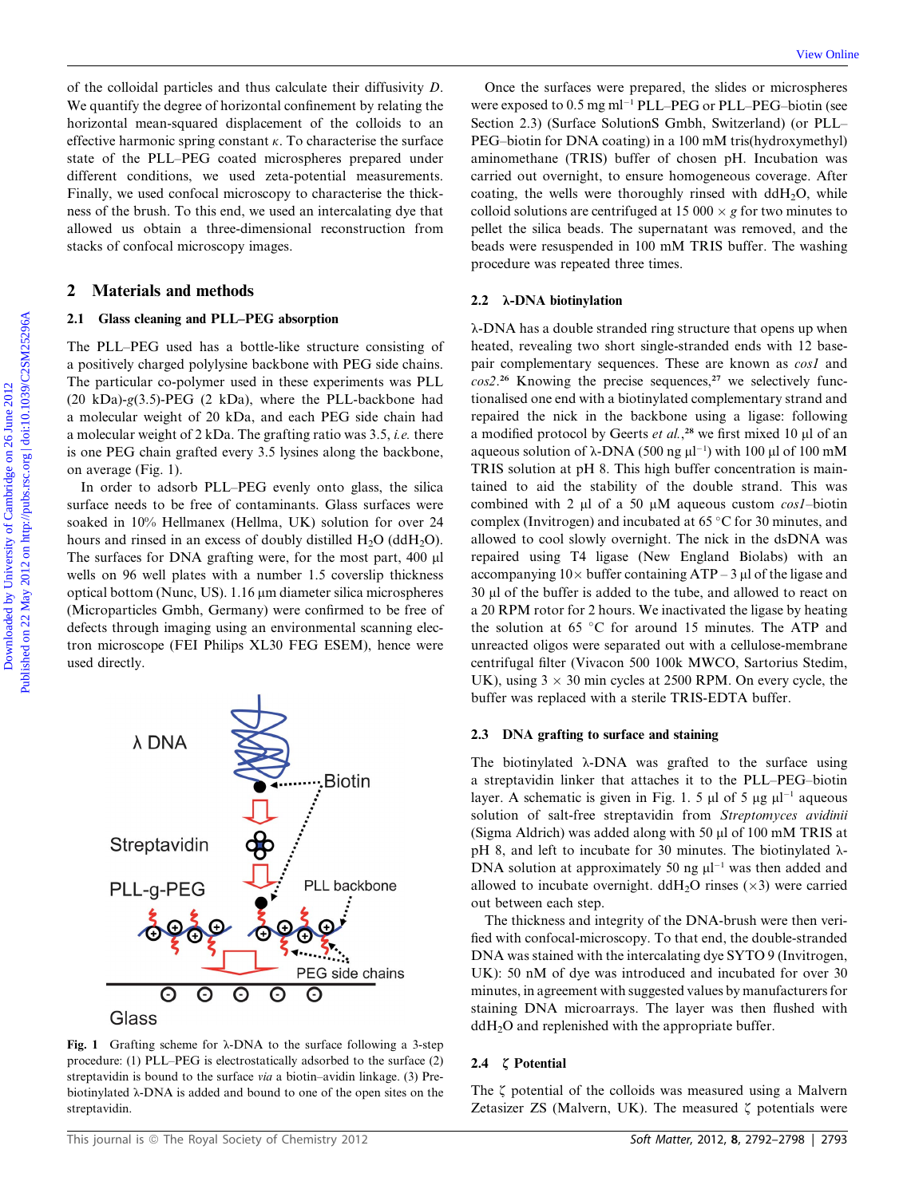of the colloidal particles and thus calculate their diffusivity $D$. We quantify the degree of horizontal confinement by relating the horizontal mean-squared displacement of the colloids to an effective harmonic spring constant $\kappa$. To characterise the surface state of the PLL–PEG coated microspheres prepared under different conditions, we used zeta-potential measurements. Finally, we used confocal microscopy to characterise the thickness of the brush. To this end, we used an intercalating dye that allowed us obtain a three-dimensional reconstruction from stacks of confocal microscopy images.

## 2 Materials and methods

### 2.1 Glass cleaning and PLL–PEG absorption

The PLL–PEG used has a bottle-like structure consisting of a positively charged polylysine backbone with PEG side chains. The particular co-polymer used in these experiments was PLL (20 kDa)-*g*(3.5)-PEG (2 kDa), where the PLL-backbone had a molecular weight of 20 kDa, and each PEG side chain had a molecular weight of 2 kDa. The grafting ratio was 3.5, *i.e.* there is one PEG chain grafted every 3.5 lysines along the backbone, on average (Fig. 1).

In order to adsorb PLL–PEG evenly onto glass, the silica surface needs to be free of contaminants. Glass surfaces were soaked in 10% Hellmanex (Hellma, UK) solution for over 24 hours and rinsed in an excess of doubly distilled $H_2O$ ($ddH_2O$). The surfaces for DNA grafting were, for the most part, 400 µl wells on 96 well plates with a number 1.5 coverslip thickness optical bottom (Nunc, US). 1.16 µm diameter silica microspheres (Microparticles Gmbh, Germany) were confirmed to be free of defects through imaging using an environmental scanning electron microscope (FEI Philips XL30 FEG ESEM), hence were used directly.

Fig. 1 Grafting scheme for λ-DNA to the surface following a 3-step procedure: (1) PLL–PEG is electrostatically adsorbed to the surface (2) streptavidin is bound to the surface *via* a biotin–avidin linkage. (3) Pre-biotinylated λ-DNA is added and bound to one of the open sites on the streptavidin.

Once the surfaces were prepared, the slides or microspheres were exposed to 0.5 mg ml$^{-1}$ PLL–PEG or PLL–PEG–biotin (see Section 2.3) (Surface SolutionS Gmbh, Switzerland) (or PLL–PEG–biotin for DNA coating) in a 100 mM tris(hydroxymethyl) aminomethane (TRIS) buffer of chosen pH. Incubation was carried out overnight, to ensure homogeneous coverage. After coating, the wells were thoroughly rinsed with $ddH_2O$, while colloid solutions are centrifuged at 15 000 × *g* for two minutes to pellet the silica beads. The supernatant was removed, and the beads were resuspended in 100 mM TRIS buffer. The washing procedure was repeated three times.

### 2.2 λ-DNA biotinylation

λ-DNA has a double stranded ring structure that opens up when heated, revealing two short single-stranded ends with 12 base-pair complementary sequences. These are known as *cos1* and *cos2*.[26] Knowing the precise sequences,[27] we selectively functionalised one end with a biotinylated complementary strand and repaired the nick in the backbone using a ligase: following a modified protocol by Geerts *et al.*,[28] we first mixed 10 µl of an aqueous solution of λ-DNA (500 ng µl$^{-1}$) with 100 µl of 100 mM TRIS solution at pH 8. This high buffer concentration is maintained to aid the stability of the double strand. This was combined with 2 µl of a 50 µM aqueous custom *cos1*–biotin complex (Invitrogen) and incubated at 65 °C for 30 minutes, and allowed to cool slowly overnight. The nick in the dsDNA was repaired using T4 ligase (New England Biolabs) with an accompanying 10× buffer containing ATP – 3 µl of the ligase and 30 µl of the buffer is added to the tube, and allowed to react on a 20 RPM rotor for 2 hours. We inactivated the ligase by heating the solution at 65 °C for around 15 minutes. The ATP and unreacted oligos were separated out with a cellulose-membrane centrifugal filter (Vivacon 500 100k MWCO, Sartorius Stedim, UK), using 3 × 30 min cycles at 2500 RPM. On every cycle, the buffer was replaced with a sterile TRIS-EDTA buffer.

### 2.3 DNA grafting to surface and staining

The biotinylated λ-DNA was grafted to the surface using a streptavidin linker that attaches it to the PLL–PEG–biotin layer. A schematic is given in Fig. 1. 5 µl of 5 µg µl$^{-1}$ aqueous solution of salt-free streptavidin from *Streptomyces avidinii* (Sigma Aldrich) was added along with 50 µl of 100 mM TRIS at pH 8, and left to incubate for 30 minutes. The biotinylated λ-DNA solution at approximately 50 ng µl$^{-1}$ was then added and allowed to incubate overnight. $ddH_2O$ rinses (×3) were carried out between each step.

The thickness and integrity of the DNA-brush were then verified with confocal-microscopy. To that end, the double-stranded DNA was stained with the intercalating dye SYTO 9 (Invitrogen, UK): 50 nM of dye was introduced and incubated for over 30 minutes, in agreement with suggested values by manufacturers for staining DNA microarrays. The layer was then flushed with $ddH_2O$ and replenished with the appropriate buffer.

### 2.4 ζ Potential

The ζ potential of the colloids was measured using a Malvern Zetasizer ZS (Malvern, UK). The measured ζ potentials were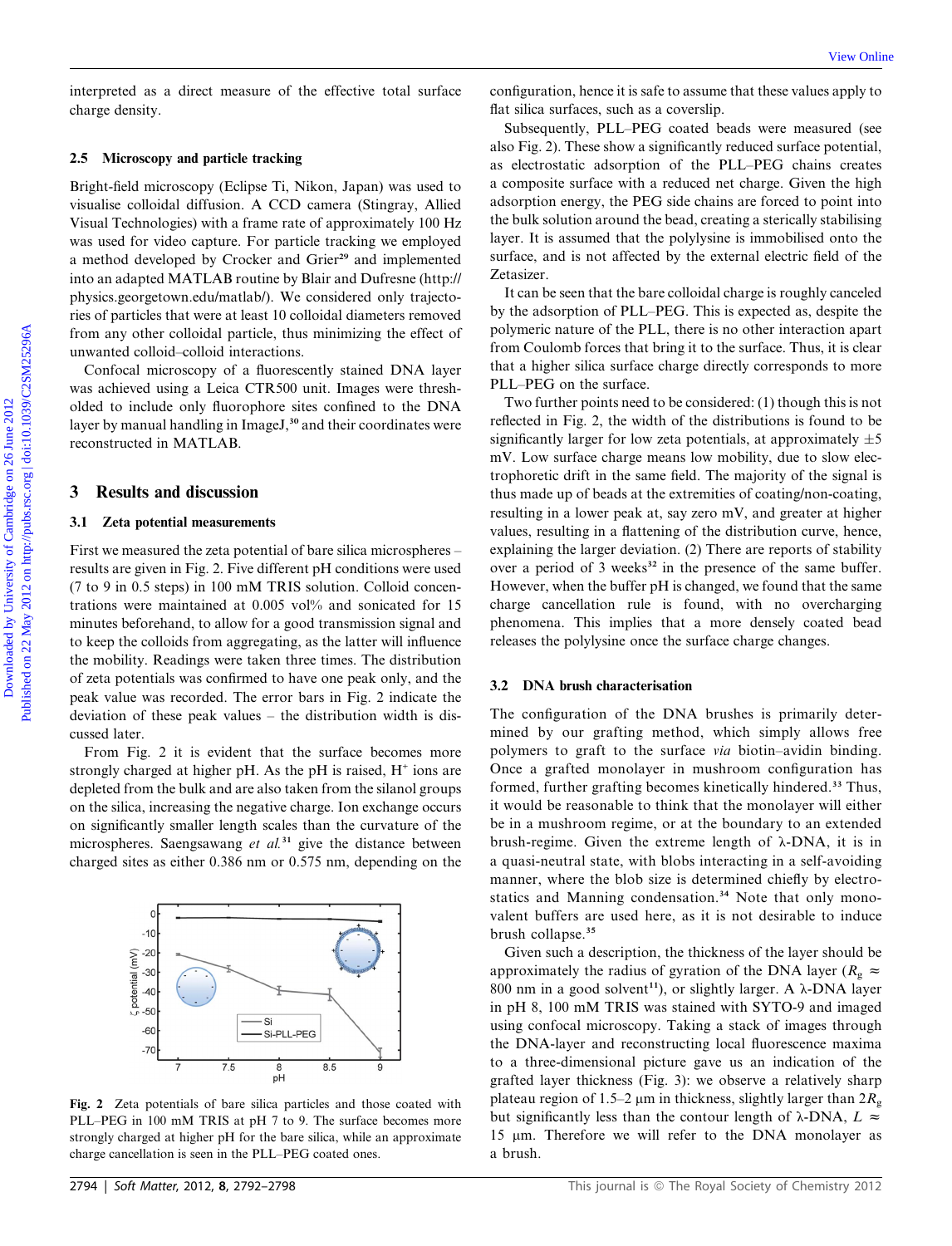interpreted as a direct measure of the effective total surface charge density.

### 2.5 Microscopy and particle tracking

Bright-field microscopy (Eclipse Ti, Nikon, Japan) was used to visualise colloidal diffusion. A CCD camera (Stingray, Allied Visual Technologies) with a frame rate of approximately 100 Hz was used for video capture. For particle tracking we employed a method developed by Crocker and Grier[29] and implemented into an adapted MATLAB routine by Blair and Dufresne (http://physics.georgetown.edu/matlab/). We considered only trajectories of particles that were at least 10 colloidal diameters removed from any other colloidal particle, thus minimizing the effect of unwanted colloid–colloid interactions.

Confocal microscopy of a fluorescently stained DNA layer was achieved using a Leica CTR500 unit. Images were thresholded to include only fluorophore sites confined to the DNA layer by manual handling in ImageJ,[30] and their coordinates were reconstructed in MATLAB.

## 3 Results and discussion

### 3.1 Zeta potential measurements

First we measured the zeta potential of bare silica microspheres – results are given in Fig. 2. Five different pH conditions were used (7 to 9 in 0.5 steps) in 100 mM TRIS solution. Colloid concentrations were maintained at 0.005 vol% and sonicated for 15 minutes beforehand, to allow for a good transmission signal and to keep the colloids from aggregating, as the latter will influence the mobility. Readings were taken three times. The distribution of zeta potentials was confirmed to have one peak only, and the peak value was recorded. The error bars in Fig. 2 indicate the deviation of these peak values – the distribution width is discussed later.

From Fig. 2 it is evident that the surface becomes more strongly charged at higher pH. As the pH is raised, $H^+$ ions are depleted from the bulk and are also taken from the silanol groups on the silica, increasing the negative charge. Ion exchange occurs on significantly smaller length scales than the curvature of the microspheres. Saengsawang *et al.*[31] give the distance between charged sites as either 0.386 nm or 0.575 nm, depending on the configuration, hence it is safe to assume that these values apply to flat silica surfaces, such as a coverslip.

**Fig. 2** Zeta potentials of bare silica particles and those coated with PLL–PEG in 100 mM TRIS at pH 7 to 9. The surface becomes more strongly charged at higher pH for the bare silica, while an approximate charge cancellation is seen in the PLL–PEG coated ones.

Subsequently, PLL–PEG coated beads were measured (see also Fig. 2). These show a significantly reduced surface potential, as electrostatic adsorption of the PLL–PEG chains creates a composite surface with a reduced net charge. Given the high adsorption energy, the PEG side chains are forced to point into the bulk solution around the bead, creating a sterically stabilising layer. It is assumed that the polylysine is immobilised onto the surface, and is not affected by the external electric field of the Zetasizer.

It can be seen that the bare colloidal charge is roughly canceled by the adsorption of PLL–PEG. This is expected as, despite the polymeric nature of the PLL, there is no other interaction apart from Coulomb forces that bring it to the surface. Thus, it is clear that a higher silica surface charge directly corresponds to more PLL–PEG on the surface.

Two further points need to be considered: (1) though this is not reflected in Fig. 2, the width of the distributions is found to be significantly larger for low zeta potentials, at approximately ±5 mV. Low surface charge means low mobility, due to slow electrophoretic drift in the same field. The majority of the signal is thus made up of beads at the extremities of coating/non-coating, resulting in a lower peak at, say zero mV, and greater at higher values, resulting in a flattening of the distribution curve, hence, explaining the larger deviation. (2) There are reports of stability over a period of 3 weeks[32] in the presence of the same buffer. However, when the buffer pH is changed, we found that the same charge cancellation rule is found, with no overcharging phenomena. This implies that a more densely coated bead releases the polylysine once the surface charge changes.

### 3.2 DNA brush characterisation

The configuration of the DNA brushes is primarily determined by our grafting method, which simply allows free polymers to graft to the surface *via* biotin–avidin binding. Once a grafted monolayer in mushroom configuration has formed, further grafting becomes kinetically hindered.[33] Thus, it would be reasonable to think that the monolayer will either be in a mushroom regime, or at the boundary to an extended brush-regime. Given the extreme length of λ-DNA, it is in a quasi-neutral state, with blobs interacting in a self-avoiding manner, where the blob size is determined chiefly by electrostatics and Manning condensation.[34] Note that only monovalent buffers are used here, as it is not desirable to induce brush collapse.[35]

Given such a description, the thickness of the layer should be approximately the radius of gyration of the DNA layer ($R_g \approx$ 800 nm in a good solvent[11]), or slightly larger. A λ-DNA layer in pH 8, 100 mM TRIS was stained with SYTO-9 and imaged using confocal microscopy. Taking a stack of images through the DNA-layer and reconstructing local fluorescence maxima to a three-dimensional picture gave us an indication of the grafted layer thickness (Fig. 3): we observe a relatively sharp plateau region of 1.5–2 μm in thickness, slightly larger than $2R_g$ but significantly less than the contour length of λ-DNA, $L \approx$ 15 μm. Therefore we will refer to the DNA monolayer as a brush.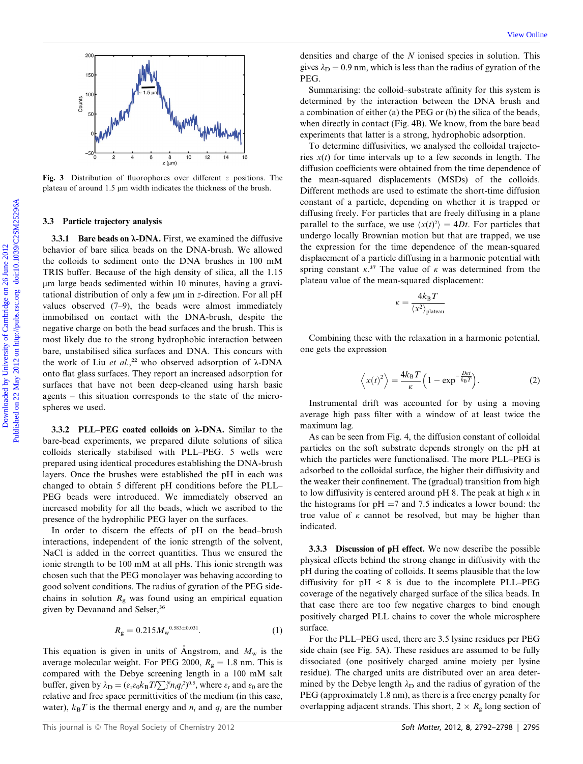Fig. 3 Distribution of fluorophores over different $z$ positions. The plateau of around 1.5 μm width indicates the thickness of the brush.

### 3.3 Particle trajectory analysis

**3.3.1 Bare beads on λ-DNA.** First, we examined the diffusive behavior of bare silica beads on the DNA-brush. We allowed the colloids to sediment onto the DNA brushes in 100 mM TRIS buffer. Because of the high density of silica, all the 1.15 μm large beads sedimented within 10 minutes, having a gravitational distribution of only a few μm in $z$-direction. For all pH values observed (7–9), the beads were almost immediately immobilised on contact with the DNA-brush, despite the negative charge on both the bead surfaces and the brush. This is most likely due to the strong hydrophobic interaction between bare, unstabilised silica surfaces and DNA. This concurs with the work of Liu *et al.*,[22] who observed adsorption of λ-DNA onto flat glass surfaces. They report an increased adsorption for surfaces that have not been deep-cleaned using harsh basic agents – this situation corresponds to the state of the microspheres we used.

**3.3.2 PLL–PEG coated colloids on λ-DNA.** Similar to the bare-bead experiments, we prepared dilute solutions of silica colloids sterically stabilised with PLL–PEG. 5 wells were prepared using identical procedures establishing the DNA-brush layers. Once the brushes were established the pH in each was changed to obtain 5 different pH conditions before the PLL–PEG beads were introduced. We immediately observed an increased mobility for all the beads, which we ascribed to the presence of the hydrophilic PEG layer on the surfaces.

In order to discern the effects of pH on the bead–brush interactions, independent of the ionic strength of the solvent, NaCl is added in the correct quantities. Thus we ensured the ionic strength to be 100 mM at all pHs. This ionic strength was chosen such that the PEG monolayer was behaving according to good solvent conditions. The radius of gyration of the PEG side-chains in solution $R_g$ was found using an empirical equation given by Devanand and Selser,[36]

$$R_g = 0.215 M_w^{0.583\pm0.031}. \tag{1}$$

This equation is given in units of Ångstrom, and $M_w$ is the average molecular weight. For PEG 2000, $R_g$ = 1.8 nm. This is compared with the Debye screening length in a 100 mM salt buffer, given by $\lambda_D = (\varepsilon_r\varepsilon_0 k_B T/\sum_i^N n_i q_i^2)^{0.5}$, where $\varepsilon_r$ and $\varepsilon_0$ are the relative and free space permittivities of the medium (in this case, water), $k_BT$ is the thermal energy and $n_i$ and $q_i$ are the number densities and charge of the $N$ ionised species in solution. This gives $\lambda_D$ = 0.9 nm, which is less than the radius of gyration of the PEG.

Summarising: the colloid–substrate affinity for this system is determined by the interaction between the DNA brush and a combination of either (a) the PEG or (b) the silica of the beads, when directly in contact (Fig. 4B). We know, from the bare bead experiments that latter is a strong, hydrophobic adsorption.

To determine diffusivities, we analysed the colloidal trajectories $x(t)$ for time intervals up to a few seconds in length. The diffusion coefficients were obtained from the time dependence of the mean-squared displacements (MSDs) of the colloids. Different methods are used to estimate the short-time diffusion constant of a particle, depending on whether it is trapped or diffusing freely. For particles that are freely diffusing in a plane parallel to the surface, we use $\langle x(t)^2\rangle = 4Dt$. For particles that undergo locally Brownian motion but that are trapped, we use the expression for the time dependence of the mean-squared displacement of a particle diffusing in a harmonic potential with spring constant $\kappa$.[37] The value of $\kappa$ was determined from the plateau value of the mean-squared displacement:

$$\kappa = \frac{4k_BT}{\langle x^2\rangle_{\text{plateau}}}$$

Combining these with the relaxation in a harmonic potential, one gets the expression

$$\left\langle x(t)^2\right\rangle = \frac{4k_BT}{\kappa}\left(1 - \exp^{-\frac{D\kappa t}{k_BT}}\right). \tag{2}$$

Instrumental drift was accounted for by using a moving average high pass filter with a window of at least twice the maximum lag.

As can be seen from Fig. 4, the diffusion constant of colloidal particles on the soft substrate depends strongly on the pH at which the particles were functionalised. The more PLL–PEG is adsorbed to the colloidal surface, the higher their diffusivity and the weaker their confinement. The (gradual) transition from high to low diffusivity is centered around pH 8. The peak at high $\kappa$ in the histograms for pH =7 and 7.5 indicates a lower bound: the true value of $\kappa$ cannot be resolved, but may be higher than indicated.

**3.3.3 Discussion of pH effect.** We now describe the possible physical effects behind the strong change in diffusivity with the pH during the coating of colloids. It seems plausible that the low diffusivity for pH < 8 is due to the incomplete PLL–PEG coverage of the negatively charged surface of the silica beads. In that case there are too few negative charges to bind enough positively charged PLL chains to cover the whole microsphere surface.

For the PLL–PEG used, there are 3.5 lysine residues per PEG side chain (see Fig. 5A). These residues are assumed to be fully dissociated (one positively charged amine moiety per lysine residue). The charged units are distributed over an area determined by the Debye length $\lambda_D$ and the radius of gyration of the PEG (approximately 1.8 nm), as there is a free energy penalty for overlapping adjacent strands. This short, $2 \times R_g$ long section of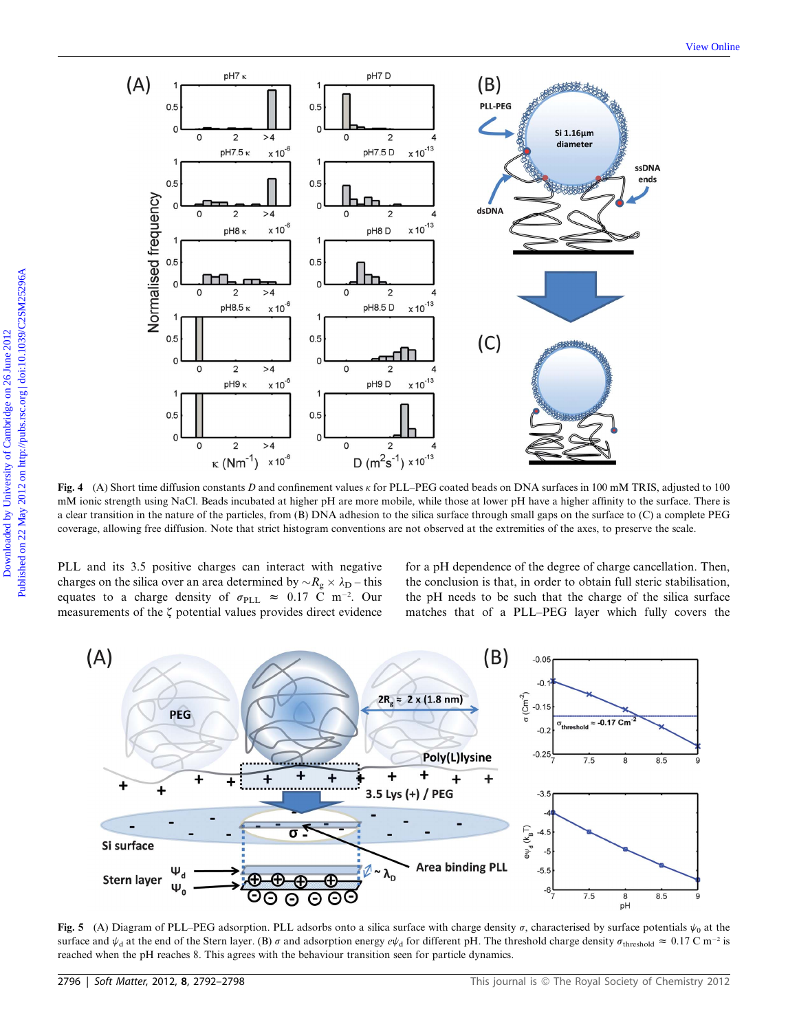**Fig. 4** (A) Short time diffusion constants $D$ and confinement values $\kappa$ for PLL–PEG coated beads on DNA surfaces in 100 mM TRIS, adjusted to 100 mM ionic strength using NaCl. Beads incubated at higher pH are more mobile, while those at lower pH have a higher affinity to the surface. There is a clear transition in the nature of the particles, from (B) DNA adhesion to the silica surface through small gaps on the surface to (C) a complete PEG coverage, allowing free diffusion. Note that strict histogram conventions are not observed at the extremities of the axes, to preserve the scale.

PLL and its 3.5 positive charges can interact with negative charges on the silica over an area determined by $\sim R_g \times \lambda_D$ – this equates to a charge density of $\sigma_{PLL} \approx 0.17$ C m$^{-2}$. Our measurements of the $\zeta$ potential values provides direct evidence for a pH dependence of the degree of charge cancellation. Then, the conclusion is that, in order to obtain full steric stabilisation, the pH needs to be such that the charge of the silica surface matches that of a PLL–PEG layer which fully covers the

**Fig. 5** (A) Diagram of PLL–PEG adsorption. PLL adsorbs onto a silica surface with charge density $\sigma$, characterised by surface potentials $\psi_0$ at the surface and $\psi_d$ at the end of the Stern layer. (B) $\sigma$ and adsorption energy $e\psi_d$ for different pH. The threshold charge density $\sigma_{threshold} \approx 0.17$ C m$^{-2}$ is reached when the pH reaches 8. This agrees with the behaviour transition seen for particle dynamics.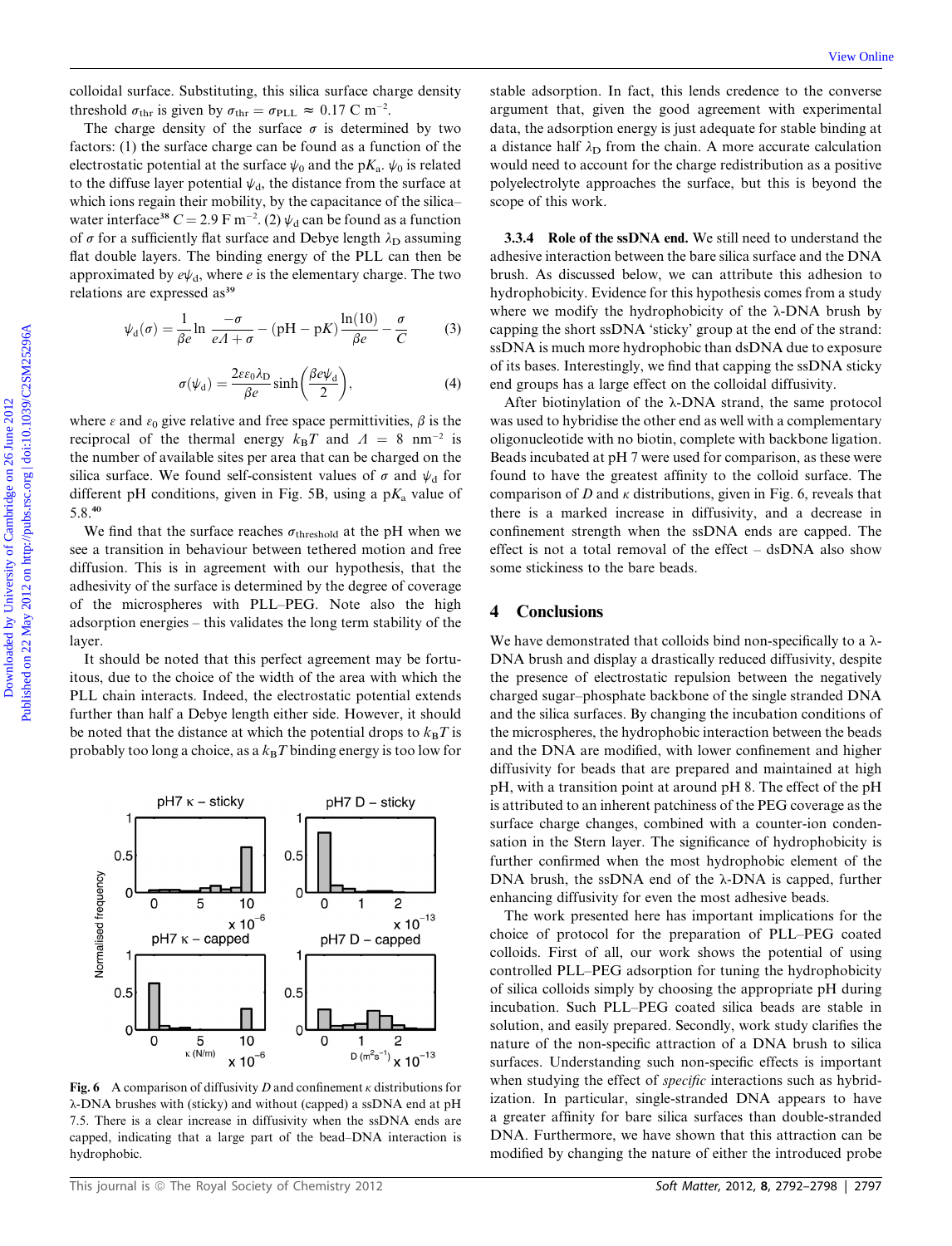colloidal surface. Substituting, this silica surface charge density threshold $\sigma_{thr}$ is given by $\sigma_{thr} = \sigma_{PLL} \approx 0.17$ C m$^{-2}$.

The charge density of the surface $\sigma$ is determined by two factors: (1) the surface charge can be found as a function of the electrostatic potential at the surface $\psi_0$ and the p$K_a$. $\psi_0$ is related to the diffuse layer potential $\psi_d$, the distance from the surface at which ions regain their mobility, by the capacitance of the silica–water interface[38] $C = 2.9$ F m$^{-2}$. (2) $\psi_d$ can be found as a function of $\sigma$ for a sufficiently flat surface and Debye length $\lambda_D$ assuming flat double layers. The binding energy of the PLL can then be approximated by $e\psi_d$, where $e$ is the elementary charge. The two relations are expressed as[39]

$$\psi_d(\sigma) = \frac{1}{\beta e}\ln\frac{-\sigma}{e\Lambda + \sigma} - (\text{pH} - \text{p}K)\frac{\ln(10)}{\beta e} - \frac{\sigma}{C} \quad (3)$$

$$\sigma(\psi_d) = \frac{2\varepsilon\varepsilon_0\lambda_D}{\beta e}\sinh\left(\frac{\beta e \psi_d}{2}\right), \quad (4)$$

where $\varepsilon$ and $\varepsilon_0$ give relative and free space permittivities, $\beta$ is the reciprocal of the thermal energy $k_BT$ and $\Lambda = 8$ nm$^{-2}$ is the number of available sites per area that can be charged on the silica surface. We found self-consistent values of $\sigma$ and $\psi_d$ for different pH conditions, given in Fig. 5B, using a p$K_a$ value of 5.8.[40]

We find that the surface reaches $\sigma_{threshold}$ at the pH when we see a transition in behaviour between tethered motion and free diffusion. This is in agreement with our hypothesis, that the adhesivity of the surface is determined by the degree of coverage of the microspheres with PLL–PEG. Note also the high adsorption energies – this validates the long term stability of the layer.

It should be noted that this perfect agreement may be fortuitous, due to the choice of the width of the area with which the PLL chain interacts. Indeed, the electrostatic potential extends further than half a Debye length either side. However, it should be noted that the distance at which the potential drops to $k_BT$ is probably too long a choice, as a $k_BT$ binding energy is too low for stable adsorption. In fact, this lends credence to the converse argument that, given the good agreement with experimental data, the adsorption energy is just adequate for stable binding at a distance half $\lambda_D$ from the chain. A more accurate calculation would need to account for the charge redistribution as a positive polyelectrolyte approaches the surface, but this is beyond the scope of this work.

**3.3.4 Role of the ssDNA end.** We still need to understand the adhesive interaction between the bare silica surface and the DNA brush. As discussed below, we can attribute this adhesion to hydrophobicity. Evidence for this hypothesis comes from a study where we modify the hydrophobicity of the λ-DNA brush by capping the short ssDNA 'sticky' group at the end of the strand: ssDNA is much more hydrophobic than dsDNA due to exposure of its bases. Interestingly, we find that capping the ssDNA sticky end groups has a large effect on the colloidal diffusivity.

After biotinylation of the λ-DNA strand, the same protocol was used to hybridise the other end as well with a complementary oligonucleotide with no biotin, complete with backbone ligation. Beads incubated at pH 7 were used for comparison, as these were found to have the greatest affinity to the colloid surface. The comparison of $D$ and $\kappa$ distributions, given in Fig. 6, reveals that there is a marked increase in diffusivity, and a decrease in confinement strength when the ssDNA ends are capped. The effect is not a total removal of the effect – dsDNA also show some stickiness to the bare beads.

Fig. 6 A comparison of diffusivity $D$ and confinement $\kappa$ distributions for λ-DNA brushes with (sticky) and without (capped) a ssDNA end at pH 7.5. There is a clear increase in diffusivity when the ssDNA ends are capped, indicating that a large part of the bead–DNA interaction is hydrophobic.

## 4 Conclusions

We have demonstrated that colloids bind non-specifically to a λ-DNA brush and display a drastically reduced diffusivity, despite the presence of electrostatic repulsion between the negatively charged sugar–phosphate backbone of the single stranded DNA and the silica surfaces. By changing the incubation conditions of the microspheres, the hydrophobic interaction between the beads and the DNA are modified, with lower confinement and higher diffusivity for beads that are prepared and maintained at high pH, with a transition point at around pH 8. The effect of the pH is attributed to an inherent patchiness of the PEG coverage as the surface charge changes, combined with a counter-ion condensation in the Stern layer. The significance of hydrophobicity is further confirmed when the most hydrophobic element of the DNA brush, the ssDNA end of the λ-DNA is capped, further enhancing diffusivity for even the most adhesive beads.

The work presented here has important implications for the choice of protocol for the preparation of PLL–PEG coated colloids. First of all, our work shows the potential of using controlled PLL–PEG adsorption for tuning the hydrophobicity of silica colloids simply by choosing the appropriate pH during incubation. Such PLL–PEG coated silica beads are stable in solution, and easily prepared. Secondly, work study clarifies the nature of the non-specific attraction of a DNA brush to silica surfaces. Understanding such non-specific effects is important when studying the effect of *specific* interactions such as hybridization. In particular, single-stranded DNA appears to have a greater affinity for bare silica surfaces than double-stranded DNA. Furthermore, we have shown that this attraction can be modified by changing the nature of either the introduced probe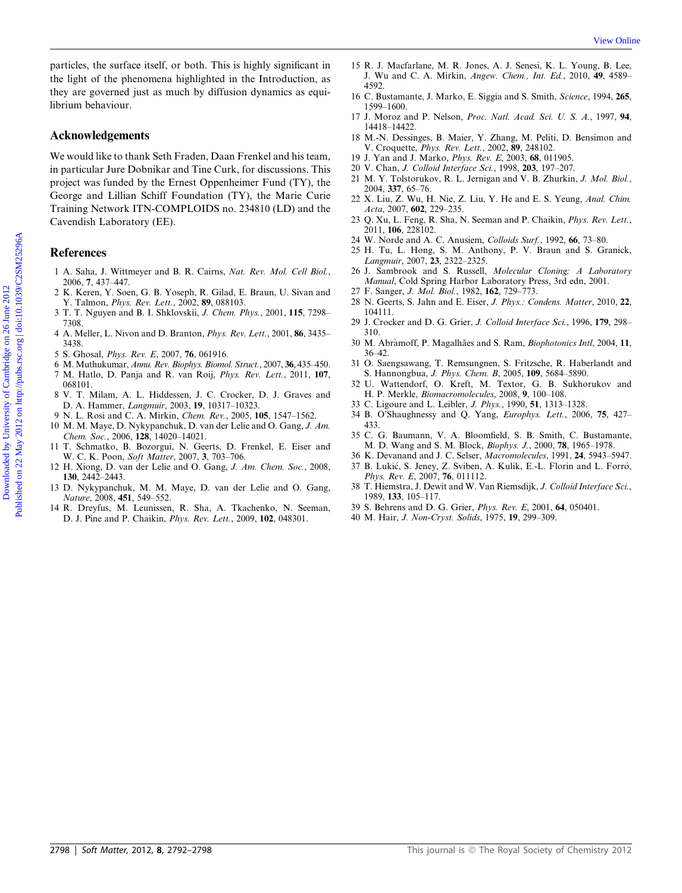particles, the surface itself, or both. This is highly significant in the light of the phenomena highlighted in the Introduction, as they are governed just as much by diffusion dynamics as equilibrium behaviour.

## Acknowledgements

We would like to thank Seth Fraden, Daan Frenkel and his team, in particular Jure Dobnikar and Tine Curk, for discussions. This project was funded by the Ernest Oppenheimer Fund (TY), the George and Lillian Schiff Foundation (TY), the Marie Curie Training Network ITN-COMPLOIDS no. 234810 (LD) and the Cavendish Laboratory (EE).

## References

1 A. Saha, J. Wittmeyer and B. R. Cairns, *Nat. Rev. Mol. Cell Biol.*, 2006, **7**, 437–447.
2 K. Keren, Y. Soen, G. B. Yoseph, R. Gilad, E. Braun, U. Sivan and Y. Talmon, *Phys. Rev. Lett.*, 2002, **89**, 088103.
3 T. T. Nguyen and B. I. Shklovskii, *J. Chem. Phys.*, 2001, **115**, 7298–7308.
4 A. Meller, L. Nivon and D. Branton, *Phys. Rev. Lett.*, 2001, **86**, 3435–3438.
5 S. Ghosal, *Phys. Rev. E*, 2007, **76**, 061916.
6 M. Muthukumar, *Annu. Rev. Biophys. Biomol. Struct.*, 2007, **36**, 435–450.
7 M. Hatlo, D. Panja and R. van Roij, *Phys. Rev. Lett.*, 2011, **107**, 068101.
8 V. T. Milam, A. L. Hiddessen, J. C. Crocker, D. J. Graves and D. A. Hammer, *Langmuir*, 2003, **19**, 10317–10323.
9 N. L. Rosi and C. A. Mirkin, *Chem. Rev.*, 2005, **105**, 1547–1562.
10 M. M. Maye, D. Nykypanchuk, D. van der Lelie and O. Gang, *J. Am. Chem. Soc.*, 2006, **128**, 14020–14021.
11 T. Schmatko, B. Bozorgui, N. Geerts, D. Frenkel, E. Eiser and W. C. K. Poon, *Soft Matter*, 2007, **3**, 703–706.
12 H. Xiong, D. van der Lelie and O. Gang, *J. Am. Chem. Soc.*, 2008, **130**, 2442–2443.
13 D. Nykypanchuk, M. M. Maye, D. van der Lelie and O. Gang, *Nature*, 2008, **451**, 549–552.
14 R. Dreyfus, M. Leunissen, R. Sha, A. Tkachenko, N. Seeman, D. J. Pine and P. Chaikin, *Phys. Rev. Lett.*, 2009, **102**, 048301.
15 R. J. Macfarlane, M. R. Jones, A. J. Senesi, K. L. Young, B. Lee, J. Wu and C. A. Mirkin, *Angew. Chem., Int. Ed.*, 2010, **49**, 4589–4592.
16 C. Bustamante, J. Marko, E. Siggia and S. Smith, *Science*, 1994, **265**, 1599–1600.
17 J. Moroz and P. Nelson, *Proc. Natl. Acad. Sci. U. S. A.*, 1997, **94**, 14418–14422.
18 M.-N. Dessinges, B. Maier, Y. Zhang, M. Peliti, D. Bensimon and V. Croquette, *Phys. Rev. Lett.*, 2002, **89**, 248102.
19 J. Yan and J. Marko, *Phys. Rev. E*, 2003, **68**, 011905.
20 V. Chan, *J. Colloid Interface Sci.*, 1998, **203**, 197–207.
21 M. Y. Tolstorukov, R. L. Jernigan and V. B. Zhurkin, *J. Mol. Biol.*, 2004, **337**, 65–76.
22 X. Liu, Z. Wu, H. Nie, Z. Liu, Y. He and E. S. Yeung, *Anal. Chim. Acta*, 2007, **602**, 229–235.
23 Q. Xu, L. Feng, R. Sha, N. Seeman and P. Chaikin, *Phys. Rev. Lett.*, 2011, **106**, 228102.
24 W. Norde and A. C. Anusiem, *Colloids Surf.*, 1992, **66**, 73–80.
25 H. Tu, L. Hong, S. M. Anthony, P. V. Braun and S. Granick, *Langmuir*, 2007, **23**, 2322–2325.
26 J. Sambrook and S. Russell, *Molecular Cloning: A Laboratory Manual*, Cold Spring Harbor Laboratory Press, 3rd edn, 2001.
27 F. Sanger, *J. Mol. Biol.*, 1982, **162**, 729–773.
28 N. Geerts, S. Jahn and E. Eiser, *J. Phys.: Condens. Matter*, 2010, **22**, 104111.
29 J. Crocker and D. G. Grier, *J. Colloid Interface Sci.*, 1996, **179**, 298–310.
30 M. Abràmoff, P. Magalhães and S. Ram, *Biophotonics Intl*, 2004, **11**, 36–42.
31 O. Saengsawang, T. Remsungnen, S. Fritzsche, R. Haberlandt and S. Hannongbua, *J. Phys. Chem. B*, 2005, **109**, 5684–5890.
32 U. Wattendorf, O. Kreft, M. Textor, G. B. Sukhorukov and H. P. Merkle, *Biomacromolecules*, 2008, **9**, 100–108.
33 C. Ligoure and L. Leibler, *J. Phys.*, 1990, **51**, 1313–1328.
34 B. O'Shaughnessy and Q. Yang, *Europhys. Lett.*, 2006, **75**, 427–433.
35 C. G. Baumann, V. A. Bloomfield, S. B. Smith, C. Bustamante, M. D. Wang and S. M. Block, *Biophys. J.*, 2000, **78**, 1965–1978.
36 K. Devanand and J. C. Selser, *Macromolecules*, 1991, **24**, 5943–5947.
37 B. Lukić, S. Jeney, Z. Sviben, A. Kulik, E.-L. Florin and L. Forró, *Phys. Rev. E*, 2007, **76**, 011112.
38 T. Hiemstra, J. Dewit and W. Van Riemsdijk, *J. Colloid Interface Sci.*, 1989, **133**, 105–117.
39 S. Behrens and D. G. Grier, *Phys. Rev. E*, 2001, **64**, 050401.
40 M. Hair, *J. Non-Cryst. Solids*, 1975, **19**, 299–309.